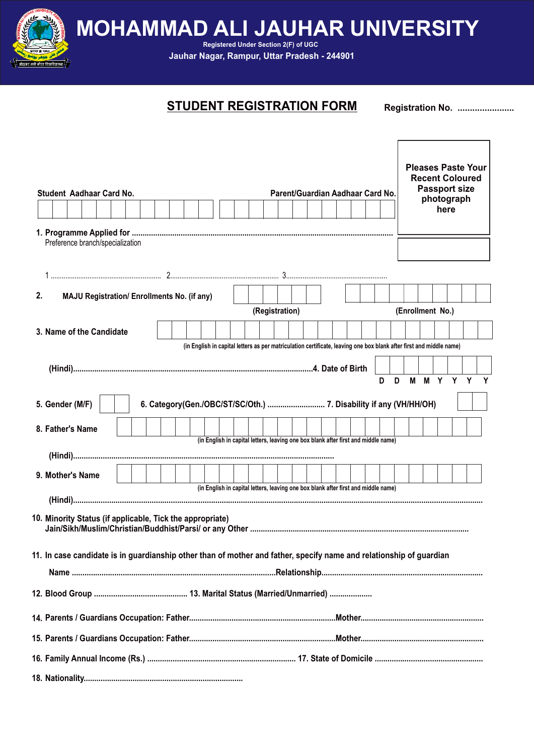# MOHAMMAD ALI JAUHAR UNIVERSITY

Registered Under Section 2(F) of UGC

Jauhar Nagar, Rampur, Uttar Pradesh - 244901

## STUDENT REGISTRATION FORM

Registration No. .......................

Pleases Paste Your Recent Coloured Passport size photograph here

Student Aadhaar Card No. | | | | | | | | | | | | |

Parent/Guardian Aadhaar Card No. | | | | | | | | | | | | |

1. Programme Applied for ..........................................................................................................................
   Preference branch/specialization

   1 .............................................................. 2............................................................. 3.......................................................

2. MAJU Registration/ Enrollments No. (if any) | | | | | | | (Registration) | | | | | | | | | | | (Enrollment No.)

3. Name of the Candidate | | | | | | | | | | | | | | | | | | | | | | |

   (in English in capital letters as per matriculation certificate, leaving one box blank after first and middle name)

   (Hindi)................................................................................................................4. Date of Birth | D | D | M | M | Y | Y | Y | Y |

5. Gender (M/F) | | | 6. Category(Gen./OBC/SC/Oth.) ........................... 7. Disability if any (VH/HH/OH) | | |

8. Father's Name | | | | | | | | | | | | | | | | | | | | | | | | |

   (in English in capital letters, leaving one box blank after first and middle name)

   (Hindi).........................................................................................................................

9. Mother's Name | | | | | | | | | | | | | | | | | | | | | | | | |

   (in English in capital letters, leaving one box blank after first and middle name)

   (Hindi)..........................................................................................................................................................................................

10. Minority Status (if applicable, Tick the appropriate)
    Jain/Sikh/Muslim/Christian/Buddhist/Parsi/ or any Other .....................................................................................................

11. In case candidate is in guardianship other than of mother and father, specify name and relationship of guardian

    Name ................................................................................................Relationship..........................................................................

12. Blood Group ........................................... 13. Marital Status (Married/Unmarried) ....................

14. Parents / Guardians Occupation: Father....................................................................Mother........................................................

15. Parents / Guardians Occupation: Father....................................................................Mother........................................................

16. Family Annual Income (Rs.) ..................................................................... 17. State of Domicile ..................................................

18. Nationality..........................................................................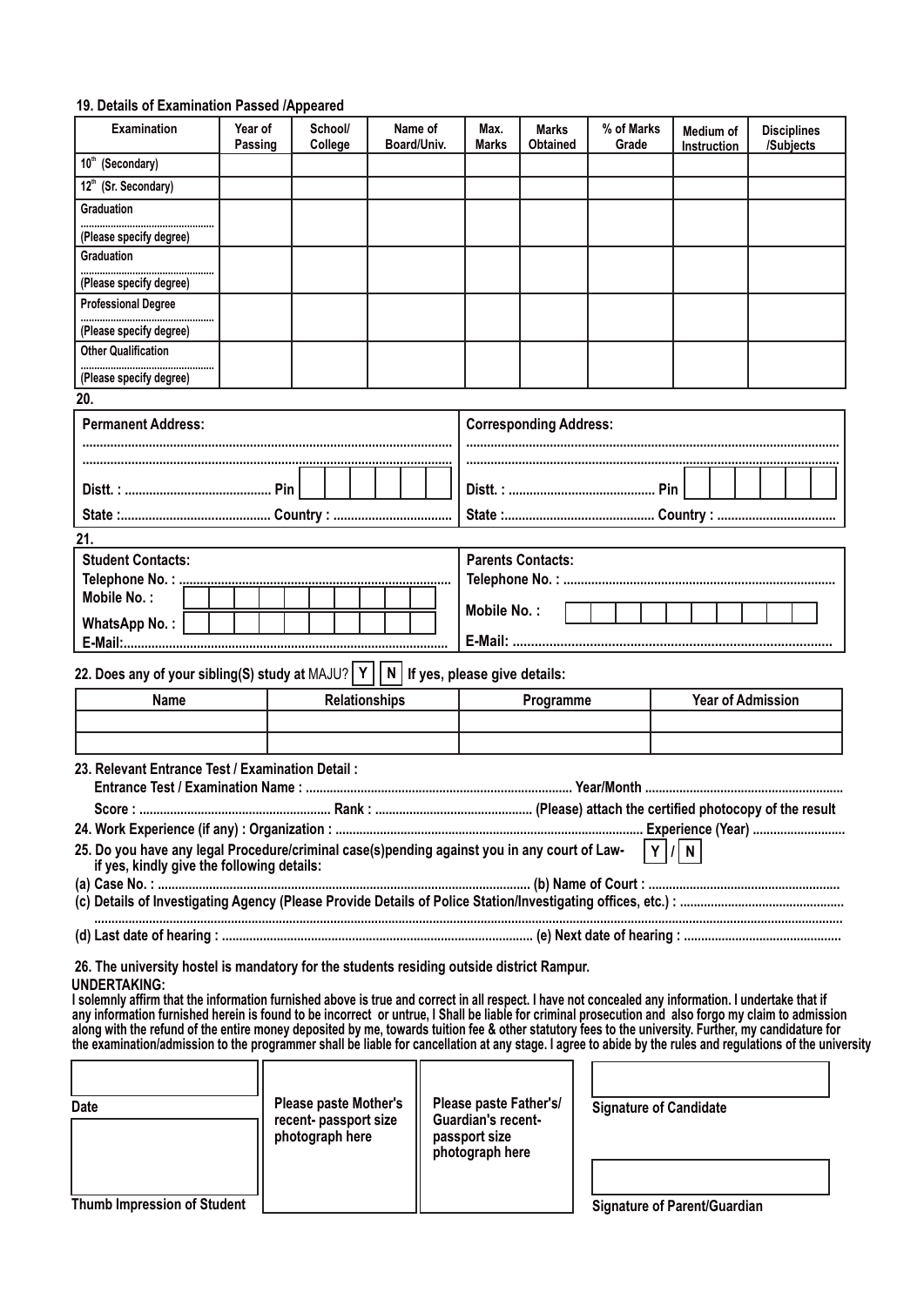**19. Details of Examination Passed /Appeared**

| Examination | Year of Passing | School/ College | Name of Board/Univ. | Max. Marks | Marks Obtained | % of Marks Grade | Medium of Instruction | Disciplines /Subjects |
|---|---|---|---|---|---|---|---|---|
| 10th (Secondary) | | | | | | | | |
| 12th (Sr. Secondary) | | | | | | | | |
| Graduation ............................................ (Please specify degree) | | | | | | | | |
| Graduation ............................................ (Please specify degree) | | | | | | | | |
| Professional Degree ............................................ (Please specify degree) | | | | | | | | |
| Other Qualification ............................................ (Please specify degree) | | | | | | | | |

**20.**

| Permanent Address: | Corresponding Address: |
|---|---|
| ................................................................................................ | ................................................................................................ |
| ................................................................................................ | ................................................................................................ |
| Distt. : .......................................... Pin | Distt. : .......................................... Pin |
| State :.......................................... Country : ................................. | State :.......................................... Country : ................................. |

**21.**

| Student Contacts: | Parents Contacts: |
|---|---|
| Telephone No. : ............................................................................. | Telephone No. : ............................................................................. |
| Mobile No. : | Mobile No. : |
| WhatsApp No. : | |
| E-Mail:............................................................................................. | E-Mail: ........................................................................................ |

**22. Does any of your sibling(S) study at MAJU? Y N If yes, please give details:**

| Name | Relationships | Programme | Year of Admission |
|---|---|---|---|
| | | | |
| | | | |

**23. Relevant Entrance Test / Examination Detail :**

Entrance Test / Examination Name : ............................................................................ Year/Month .........................................................

Score : ........................................................ Rank : ............................................ (Please) attach the certified photocopy of the result

**24. Work Experience (if any) : Organization :** ..................................................................................... **Experience (Year)** ..........................

**25. Do you have any legal Procedure/criminal case(s)pending against you in any court of Law- Y / N if yes, kindly give the following details:**

(a) Case No. : .................................................................................................... (b) Name of Court : .......................................................

(c) Details of Investigating Agency (Please Provide Details of Police Station/Investigating offices, etc.) : ...............................................

.............................................................................................................................................................................................................

(d) Last date of hearing : .......................................................................................... (e) Next date of hearing : .............................................

**26. The university hostel is mandatory for the students residing outside district Rampur.**

**UNDERTAKING:**

I solemnly affirm that the information furnished above is true and correct in all respect. I have not concealed any information. I undertake that if any information furnished herein is found to be incorrect or untrue, I Shall be liable for criminal prosecution and also forgo my claim to admission along with the refund of the entire money deposited by me, towards tuition fee & other statutory fees to the university. Further, my candidature for the examination/admission to the programmer shall be liable for cancellation at any stage. I agree to abide by the rules and regulations of the university

| Date | Please paste Mother's recent- passport size photograph here | Please paste Father's/ Guardian's recent- passport size photograph here | Signature of Candidate |
|---|---|---|---|
| Thumb Impression of Student | | | Signature of Parent/Guardian |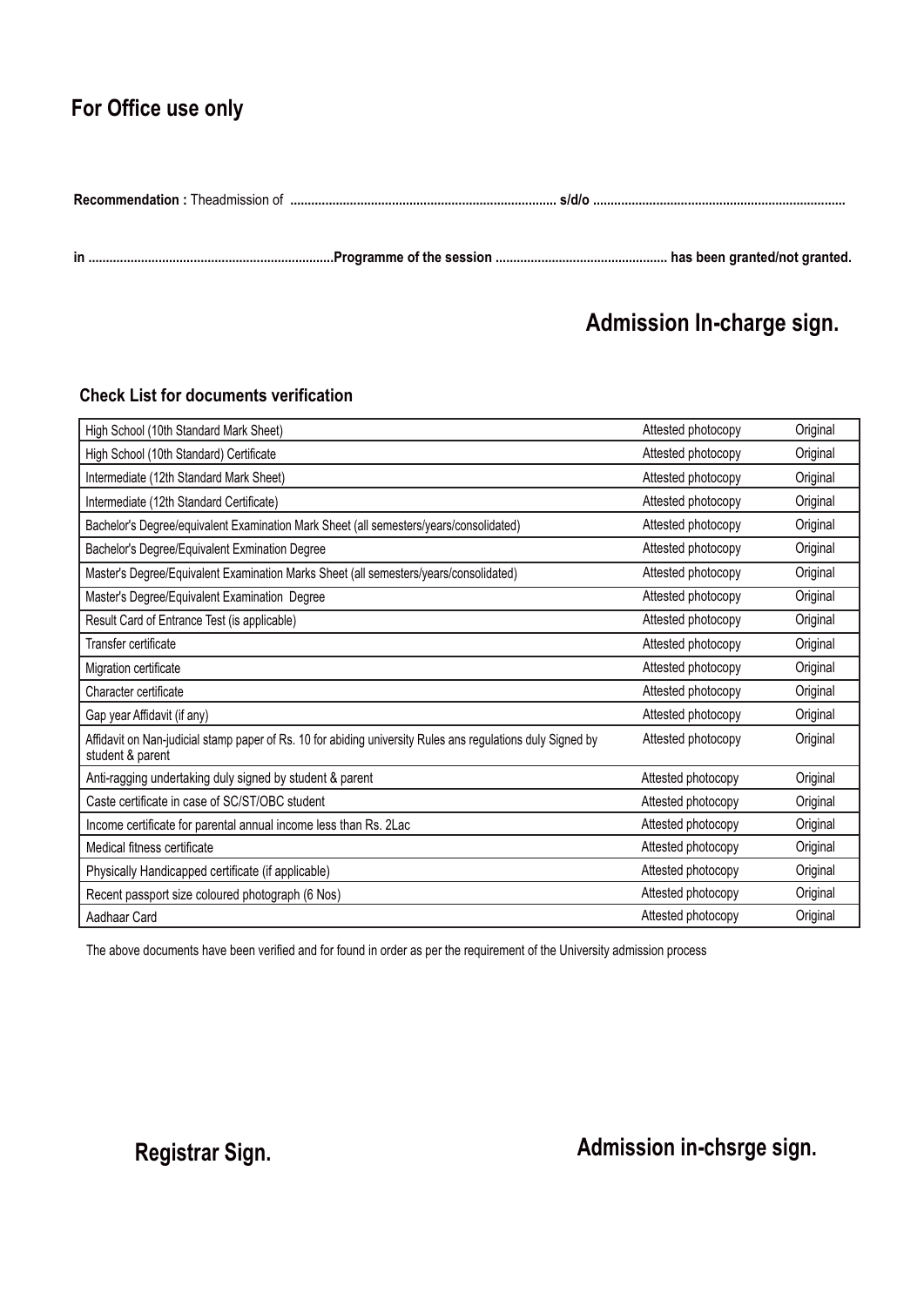## For Office use only

**Recommendation :** Theadmission of **........................................................................... s/d/o .......................................................................**

**in .....................................................................Programme of the session ................................................ has been granted/not granted.**

## Admission In-charge sign.

### Check List for documents verification

| | | |
|---|---|---|
| High School (10th Standard Mark Sheet) | Attested photocopy | Original |
| High School (10th Standard) Certificate | Attested photocopy | Original |
| Intermediate (12th Standard Mark Sheet) | Attested photocopy | Original |
| Intermediate (12th Standard Certificate) | Attested photocopy | Original |
| Bachelor's Degree/equivalent Examination Mark Sheet (all semesters/years/consolidated) | Attested photocopy | Original |
| Bachelor's Degree/Equivalent Exmination Degree | Attested photocopy | Original |
| Master's Degree/Equivalent Examination Marks Sheet (all semesters/years/consolidated) | Attested photocopy | Original |
| Master's Degree/Equivalent Examination Degree | Attested photocopy | Original |
| Result Card of Entrance Test (is applicable) | Attested photocopy | Original |
| Transfer certificate | Attested photocopy | Original |
| Migration certificate | Attested photocopy | Original |
| Character certificate | Attested photocopy | Original |
| Gap year Affidavit (if any) | Attested photocopy | Original |
| Affidavit on Nan-judicial stamp paper of Rs. 10 for abiding university Rules ans regulations duly Signed by student & parent | Attested photocopy | Original |
| Anti-ragging undertaking duly signed by student & parent | Attested photocopy | Original |
| Caste certificate in case of SC/ST/OBC student | Attested photocopy | Original |
| Income certificate for parental annual income less than Rs. 2Lac | Attested photocopy | Original |
| Medical fitness certificate | Attested photocopy | Original |
| Physically Handicapped certificate (if applicable) | Attested photocopy | Original |
| Recent passport size coloured photograph (6 Nos) | Attested photocopy | Original |
| Aadhaar Card | Attested photocopy | Original |

The above documents have been verified and for found in order as per the requirement of the University admission process

**Registrar Sign.**

**Admission in-chsrge sign.**